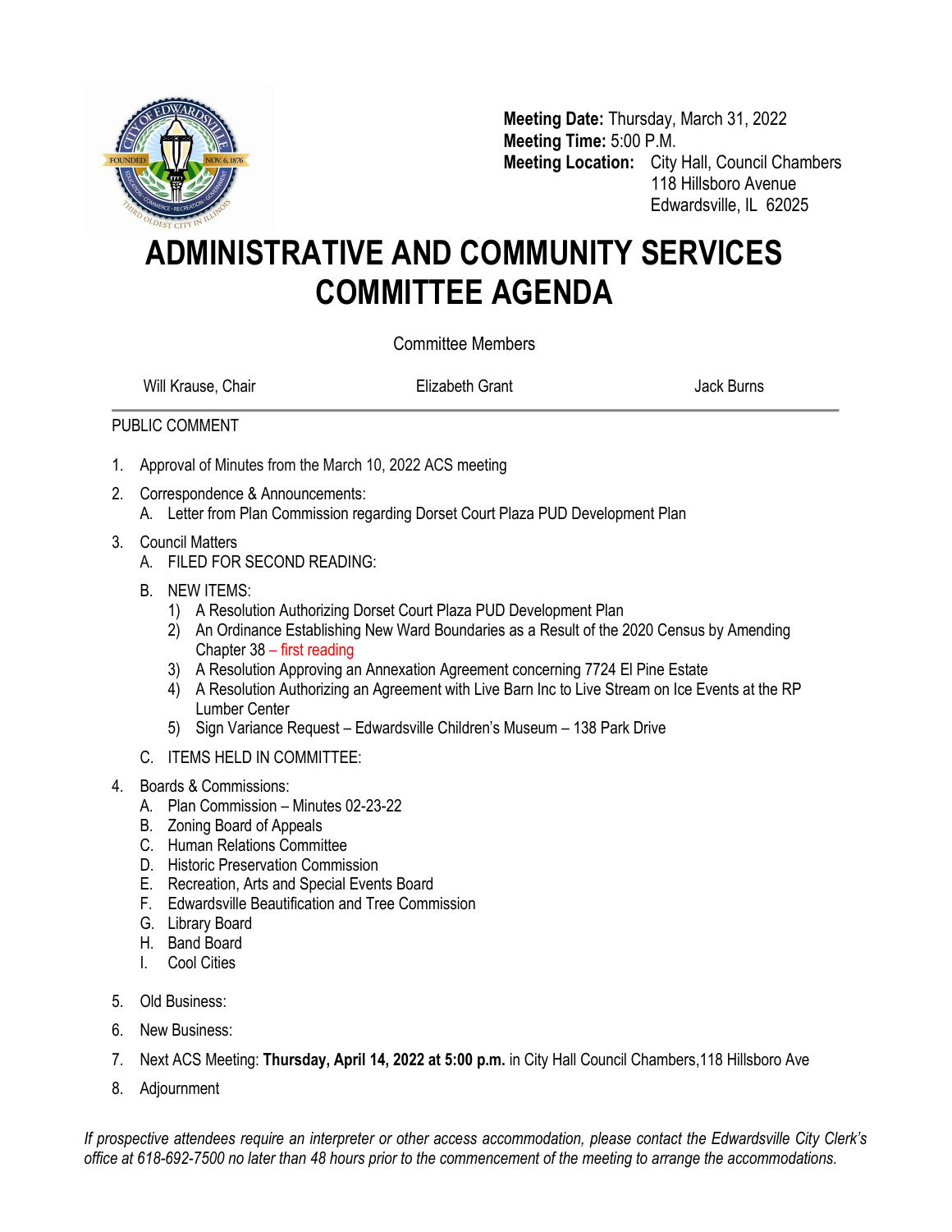**Meeting Date:** Thursday, March 31, 2022
**Meeting Time:** 5:00 P.M.
**Meeting Location:** City Hall, Council Chambers
118 Hillsboro Avenue
Edwardsville, IL 62025

# ADMINISTRATIVE AND COMMUNITY SERVICES COMMITTEE AGENDA

Committee Members

Will Krause, Chair | Elizabeth Grant | Jack Burns

---

PUBLIC COMMENT

1. Approval of Minutes from the March 10, 2022 ACS meeting
2. Correspondence & Announcements:
   A. Letter from Plan Commission regarding Dorset Court Plaza PUD Development Plan
3. Council Matters
   A. FILED FOR SECOND READING:
   B. NEW ITEMS:
      1) A Resolution Authorizing Dorset Court Plaza PUD Development Plan
      2) An Ordinance Establishing New Ward Boundaries as a Result of the 2020 Census by Amending Chapter 38 – first reading
      3) A Resolution Approving an Annexation Agreement concerning 7724 El Pine Estate
      4) A Resolution Authorizing an Agreement with Live Barn Inc to Live Stream on Ice Events at the RP Lumber Center
      5) Sign Variance Request – Edwardsville Children's Museum – 138 Park Drive
   C. ITEMS HELD IN COMMITTEE:
4. Boards & Commissions:
   A. Plan Commission – Minutes 02-23-22
   B. Zoning Board of Appeals
   C. Human Relations Committee
   D. Historic Preservation Commission
   E. Recreation, Arts and Special Events Board
   F. Edwardsville Beautification and Tree Commission
   G. Library Board
   H. Band Board
   I. Cool Cities
5. Old Business:
6. New Business:
7. Next ACS Meeting: **Thursday, April 14, 2022 at 5:00 p.m.** in City Hall Council Chambers,118 Hillsboro Ave
8. Adjournment

*If prospective attendees require an interpreter or other access accommodation, please contact the Edwardsville City Clerk's office at 618-692-7500 no later than 48 hours prior to the commencement of the meeting to arrange the accommodations.*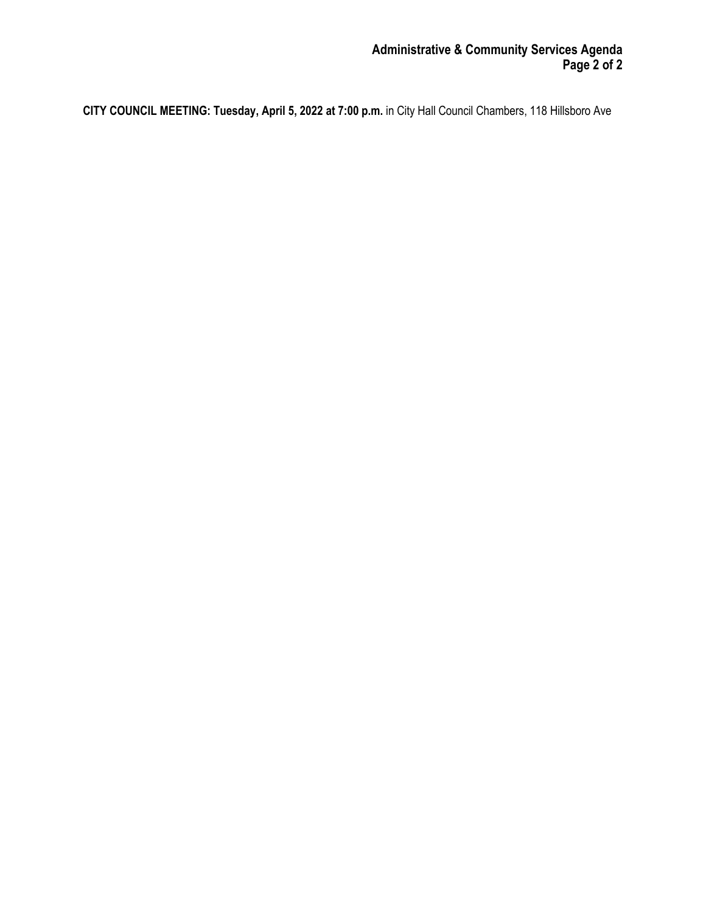**CITY COUNCIL MEETING: Tuesday, April 5, 2022 at 7:00 p.m.** in City Hall Council Chambers, 118 Hillsboro Ave